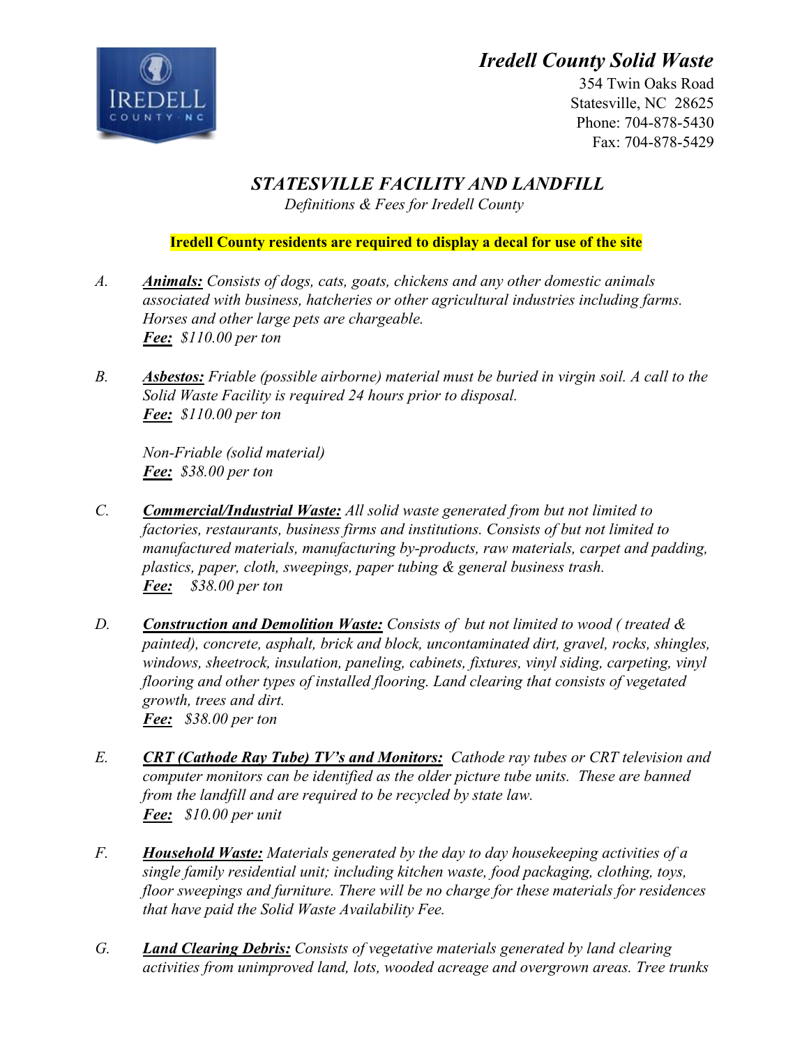# *Iredell County Solid Waste*

354 Twin Oaks Road
Statesville, NC 28625
Phone: 704-878-5430
Fax: 704-878-5429

## *STATESVILLE FACILITY AND LANDFILL*

*Definitions & Fees for Iredell County*

**Iredell County residents are required to display a decal for use of the site**

A. ***Animals:*** *Consists of dogs, cats, goats, chickens and any other domestic animals associated with business, hatcheries or other agricultural industries including farms. Horses and other large pets are chargeable.*
***Fee:*** *$110.00 per ton*

B. ***Asbestos:*** *Friable (possible airborne) material must be buried in virgin soil. A call to the Solid Waste Facility is required 24 hours prior to disposal.*
***Fee:*** *$110.00 per ton*

*Non-Friable (solid material)*
***Fee:*** *$38.00 per ton*

C. ***Commercial/Industrial Waste:*** *All solid waste generated from but not limited to factories, restaurants, business firms and institutions. Consists of but not limited to manufactured materials, manufacturing by-products, raw materials, carpet and padding, plastics, paper, cloth, sweepings, paper tubing & general business trash.*
***Fee:*** *$38.00 per ton*

D. ***Construction and Demolition Waste:*** *Consists of but not limited to wood ( treated & painted), concrete, asphalt, brick and block, uncontaminated dirt, gravel, rocks, shingles, windows, sheetrock, insulation, paneling, cabinets, fixtures, vinyl siding, carpeting, vinyl flooring and other types of installed flooring. Land clearing that consists of vegetated growth, trees and dirt.*
***Fee:*** *$38.00 per ton*

E. ***CRT (Cathode Ray Tube) TV's and Monitors:*** *Cathode ray tubes or CRT television and computer monitors can be identified as the older picture tube units. These are banned from the landfill and are required to be recycled by state law.*
***Fee:*** *$10.00 per unit*

F. ***Household Waste:*** *Materials generated by the day to day housekeeping activities of a single family residential unit; including kitchen waste, food packaging, clothing, toys, floor sweepings and furniture. There will be no charge for these materials for residences that have paid the Solid Waste Availability Fee.*

G. ***Land Clearing Debris:*** *Consists of vegetative materials generated by land clearing activities from unimproved land, lots, wooded acreage and overgrown areas. Tree trunks*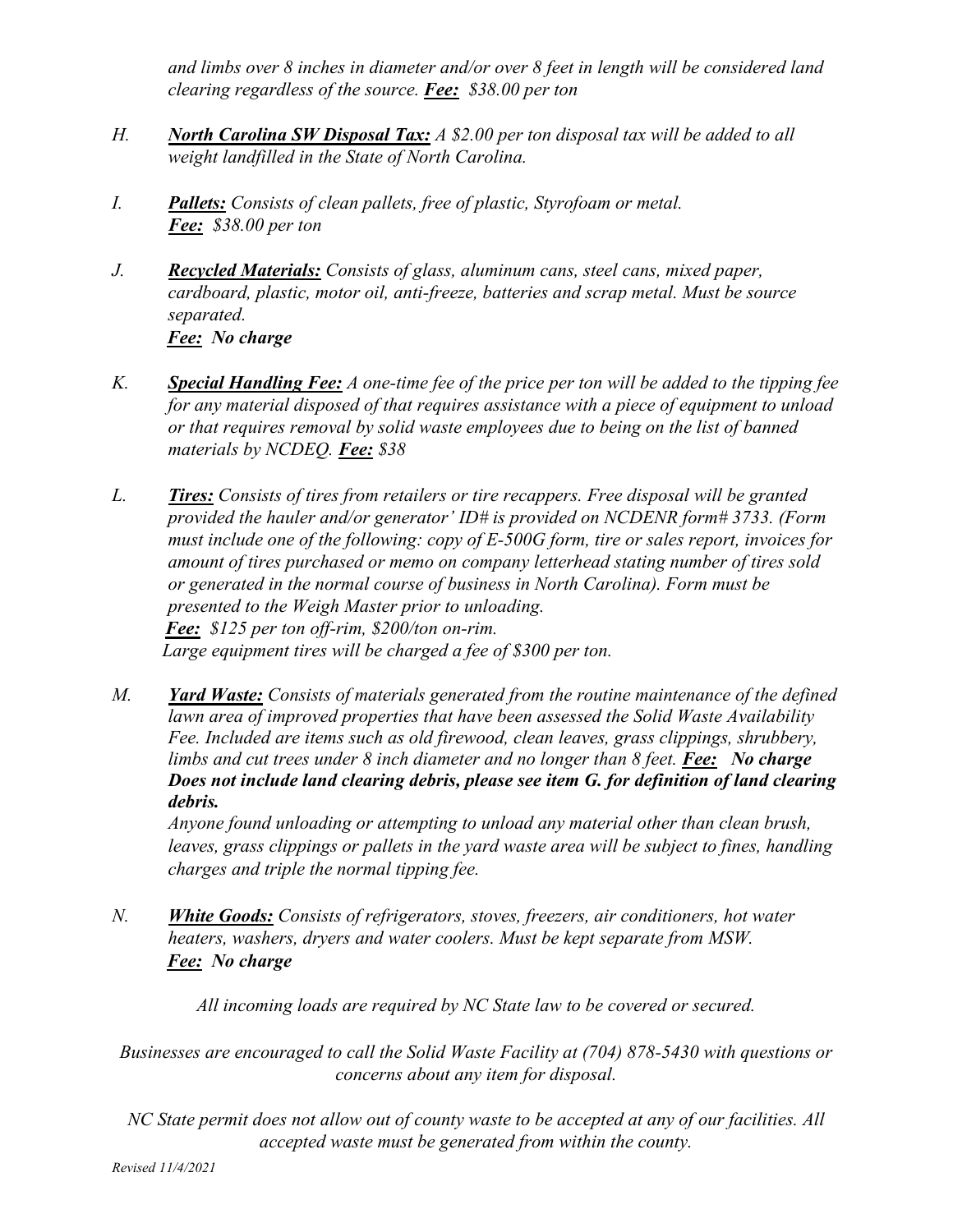*and limbs over 8 inches in diameter and/or over 8 feet in length will be considered land clearing regardless of the source. **Fee:** $38.00 per ton*

*H. **North Carolina SW Disposal Tax:** A $2.00 per ton disposal tax will be added to all weight landfilled in the State of North Carolina.*

*I. **Pallets:** Consists of clean pallets, free of plastic, Styrofoam or metal.*
***Fee:** $38.00 per ton*

*J. **Recycled Materials:** Consists of glass, aluminum cans, steel cans, mixed paper, cardboard, plastic, motor oil, anti-freeze, batteries and scrap metal. Must be source separated.*
***Fee: No charge***

*K. **Special Handling Fee:** A one-time fee of the price per ton will be added to the tipping fee for any material disposed of that requires assistance with a piece of equipment to unload or that requires removal by solid waste employees due to being on the list of banned materials by NCDEQ. **Fee:** $38*

*L. **Tires:** Consists of tires from retailers or tire recappers. Free disposal will be granted provided the hauler and/or generator' ID# is provided on NCDENR form# 3733. (Form must include one of the following: copy of E-500G form, tire or sales report, invoices for amount of tires purchased or memo on company letterhead stating number of tires sold or generated in the normal course of business in North Carolina). Form must be presented to the Weigh Master prior to unloading.*
***Fee:** $125 per ton off-rim, $200/ton on-rim.*
*Large equipment tires will be charged a fee of $300 per ton.*

*M. **Yard Waste:** Consists of materials generated from the routine maintenance of the defined lawn area of improved properties that have been assessed the Solid Waste Availability Fee. Included are items such as old firewood, clean leaves, grass clippings, shrubbery, limbs and cut trees under 8 inch diameter and no longer than 8 feet. **Fee: No charge***
***Does not include land clearing debris, please see item G. for definition of land clearing debris.***
*Anyone found unloading or attempting to unload any material other than clean brush, leaves, grass clippings or pallets in the yard waste area will be subject to fines, handling charges and triple the normal tipping fee.*

*N. **White Goods:** Consists of refrigerators, stoves, freezers, air conditioners, hot water heaters, washers, dryers and water coolers. Must be kept separate from MSW.*
***Fee: No charge***

*All incoming loads are required by NC State law to be covered or secured.*

*Businesses are encouraged to call the Solid Waste Facility at (704) 878-5430 with questions or concerns about any item for disposal.*

*NC State permit does not allow out of county waste to be accepted at any of our facilities. All accepted waste must be generated from within the county.*

*Revised 11/4/2021*